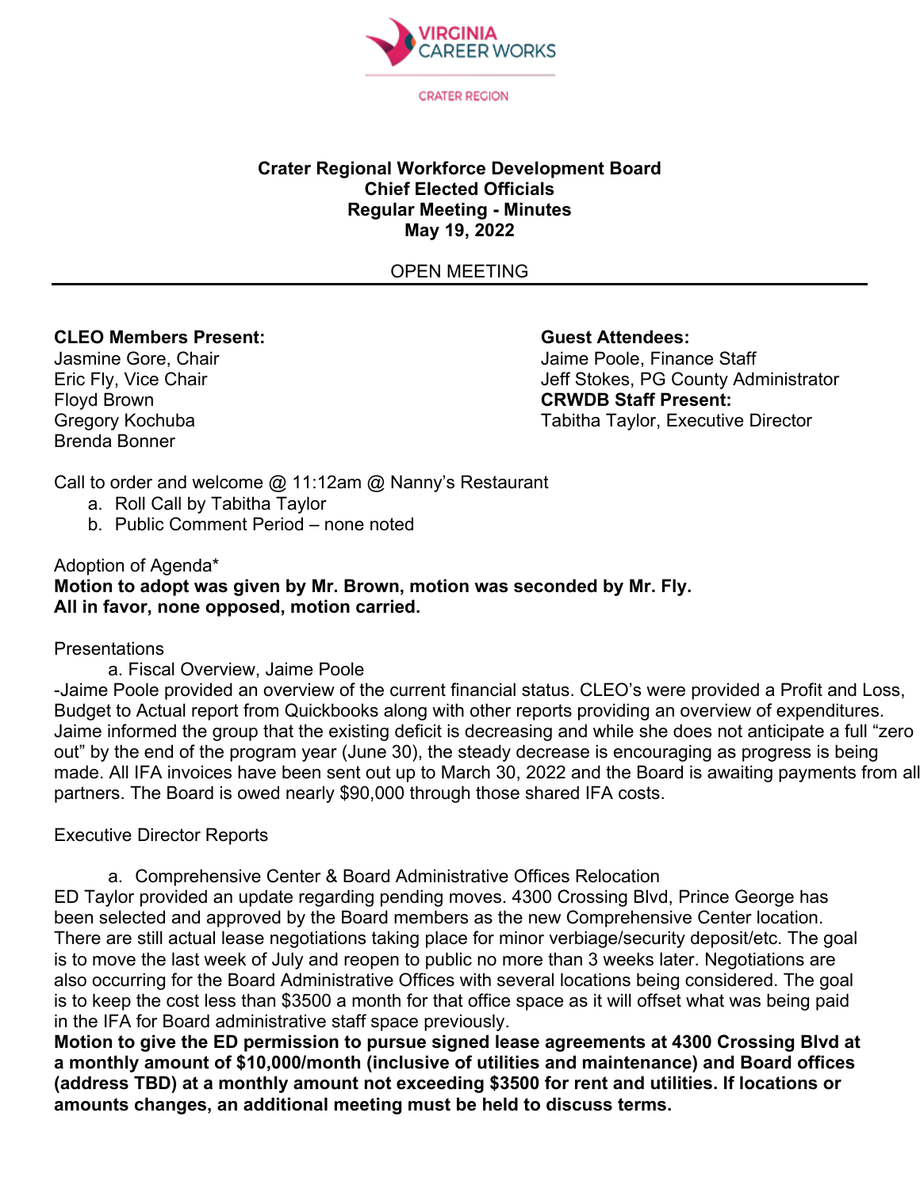VIRGINIA CAREER WORKS

CRATER REGION

**Crater Regional Workforce Development Board**
**Chief Elected Officials**
**Regular Meeting - Minutes**
**May 19, 2022**

OPEN MEETING

---

**CLEO Members Present:**
Jasmine Gore, Chair
Eric Fly, Vice Chair
Floyd Brown
Gregory Kochuba
Brenda Bonner

**Guest Attendees:**
Jaime Poole, Finance Staff
Jeff Stokes, PG County Administrator
**CRWDB Staff Present:**
Tabitha Taylor, Executive Director

Call to order and welcome @ 11:12am @ Nanny's Restaurant

a. Roll Call by Tabitha Taylor
b. Public Comment Period – none noted

Adoption of Agenda*
**Motion to adopt was given by Mr. Brown, motion was seconded by Mr. Fly.**
**All in favor, none opposed, motion carried.**

Presentations

a. Fiscal Overview, Jaime Poole

-Jaime Poole provided an overview of the current financial status. CLEO's were provided a Profit and Loss, Budget to Actual report from Quickbooks along with other reports providing an overview of expenditures. Jaime informed the group that the existing deficit is decreasing and while she does not anticipate a full "zero out" by the end of the program year (June 30), the steady decrease is encouraging as progress is being made. All IFA invoices have been sent out up to March 30, 2022 and the Board is awaiting payments from all partners. The Board is owed nearly $90,000 through those shared IFA costs.

Executive Director Reports

a. Comprehensive Center & Board Administrative Offices Relocation

ED Taylor provided an update regarding pending moves. 4300 Crossing Blvd, Prince George has been selected and approved by the Board members as the new Comprehensive Center location. There are still actual lease negotiations taking place for minor verbiage/security deposit/etc. The goal is to move the last week of July and reopen to public no more than 3 weeks later. Negotiations are also occurring for the Board Administrative Offices with several locations being considered. The goal is to keep the cost less than $3500 a month for that office space as it will offset what was being paid in the IFA for Board administrative staff space previously.

**Motion to give the ED permission to pursue signed lease agreements at 4300 Crossing Blvd at a monthly amount of $10,000/month (inclusive of utilities and maintenance) and Board offices (address TBD) at a monthly amount not exceeding $3500 for rent and utilities. If locations or amounts changes, an additional meeting must be held to discuss terms.**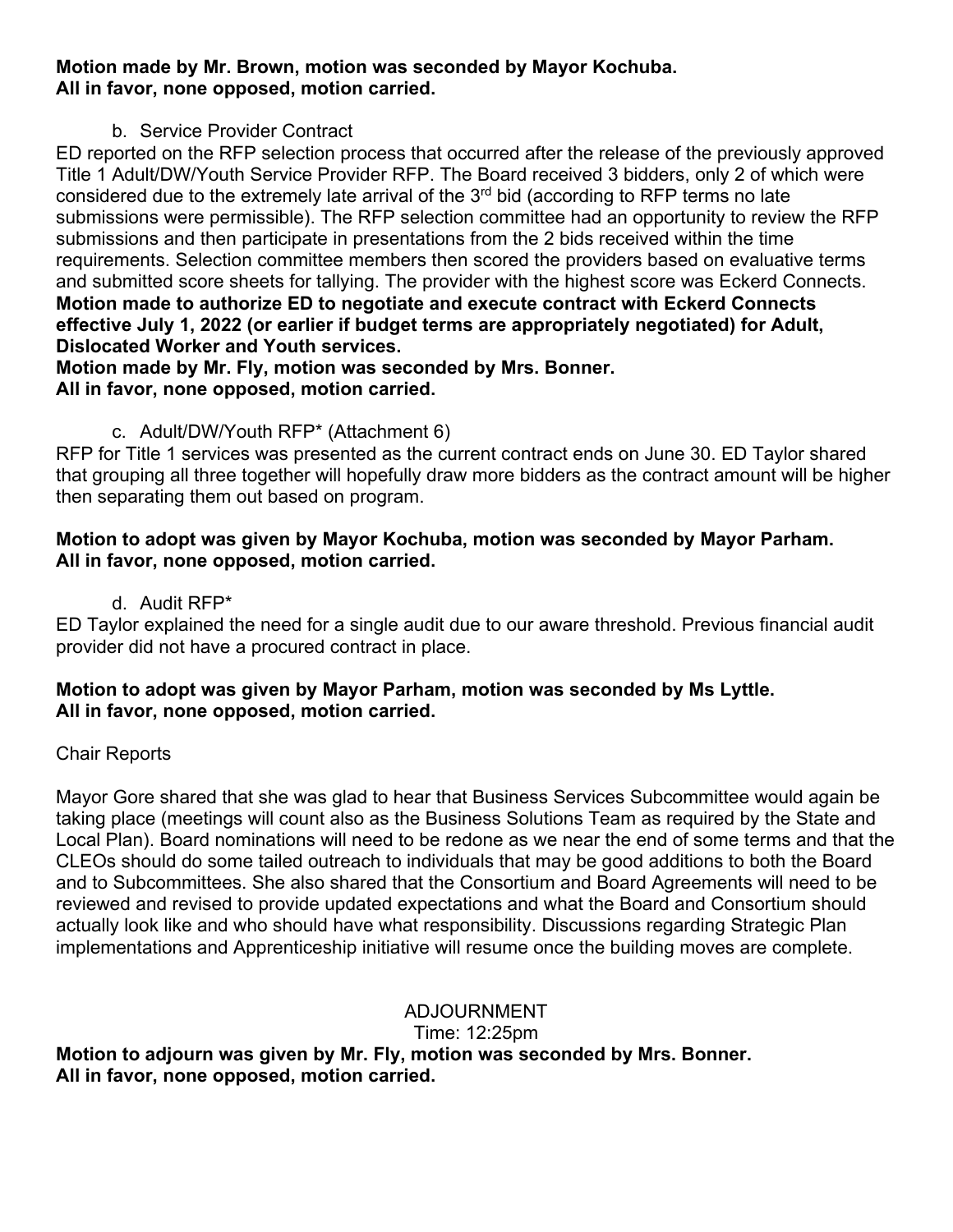**Motion made by Mr. Brown, motion was seconded by Mayor Kochuba.**
**All in favor, none opposed, motion carried.**

b. Service Provider Contract

ED reported on the RFP selection process that occurred after the release of the previously approved Title 1 Adult/DW/Youth Service Provider RFP. The Board received 3 bidders, only 2 of which were considered due to the extremely late arrival of the 3rd bid (according to RFP terms no late submissions were permissible). The RFP selection committee had an opportunity to review the RFP submissions and then participate in presentations from the 2 bids received within the time requirements. Selection committee members then scored the providers based on evaluative terms and submitted score sheets for tallying. The provider with the highest score was Eckerd Connects.
**Motion made to authorize ED to negotiate and execute contract with Eckerd Connects effective July 1, 2022 (or earlier if budget terms are appropriately negotiated) for Adult, Dislocated Worker and Youth services.**
**Motion made by Mr. Fly, motion was seconded by Mrs. Bonner.**
**All in favor, none opposed, motion carried.**

c. Adult/DW/Youth RFP* (Attachment 6)

RFP for Title 1 services was presented as the current contract ends on June 30. ED Taylor shared that grouping all three together will hopefully draw more bidders as the contract amount will be higher then separating them out based on program.

**Motion to adopt was given by Mayor Kochuba, motion was seconded by Mayor Parham.**
**All in favor, none opposed, motion carried.**

d. Audit RFP*

ED Taylor explained the need for a single audit due to our aware threshold. Previous financial audit provider did not have a procured contract in place.

**Motion to adopt was given by Mayor Parham, motion was seconded by Ms Lyttle.**
**All in favor, none opposed, motion carried.**

Chair Reports

Mayor Gore shared that she was glad to hear that Business Services Subcommittee would again be taking place (meetings will count also as the Business Solutions Team as required by the State and Local Plan). Board nominations will need to be redone as we near the end of some terms and that the CLEOs should do some tailed outreach to individuals that may be good additions to both the Board and to Subcommittees. She also shared that the Consortium and Board Agreements will need to be reviewed and revised to provide updated expectations and what the Board and Consortium should actually look like and who should have what responsibility. Discussions regarding Strategic Plan implementations and Apprenticeship initiative will resume once the building moves are complete.

ADJOURNMENT

Time: 12:25pm

**Motion to adjourn was given by Mr. Fly, motion was seconded by Mrs. Bonner.**
**All in favor, none opposed, motion carried.**